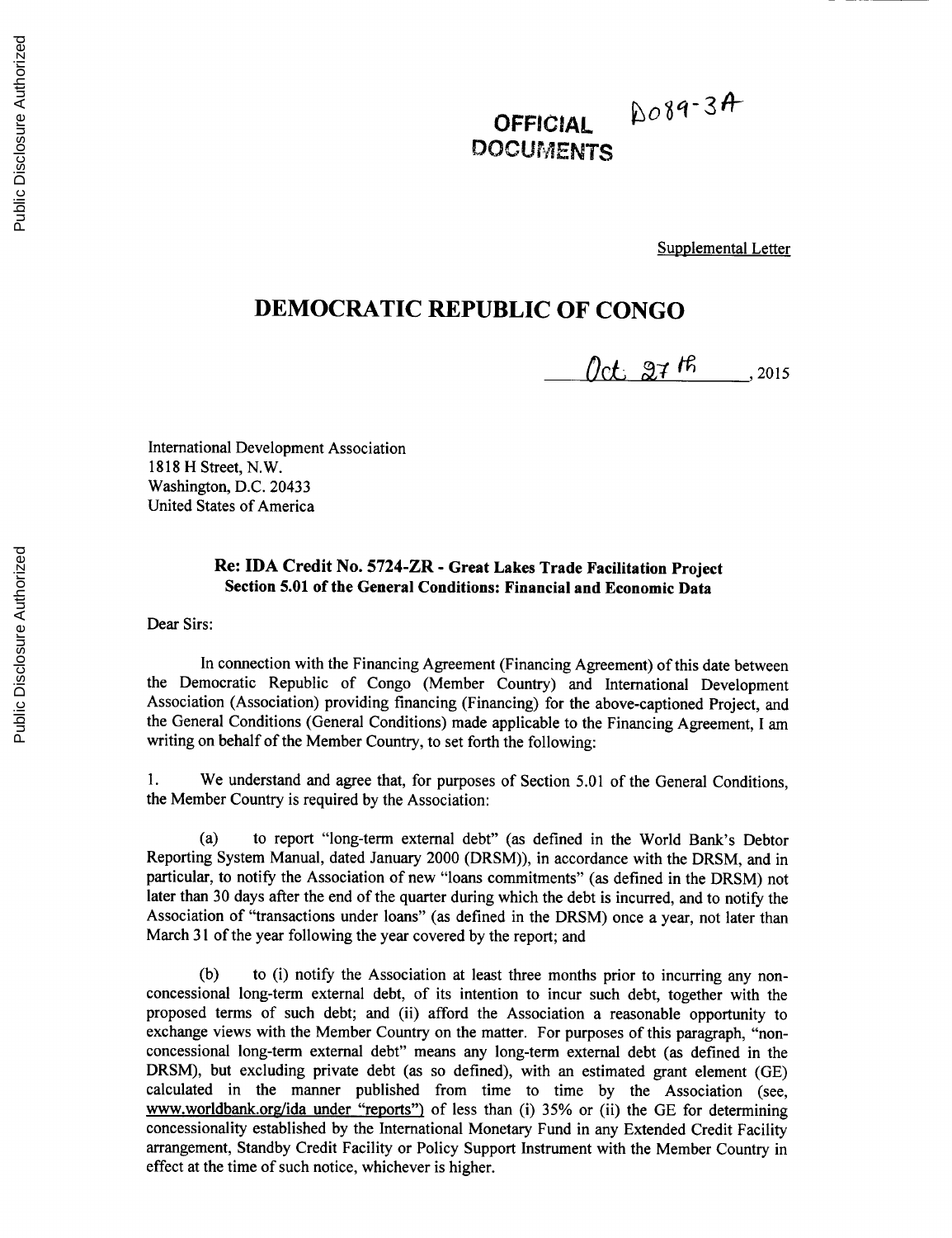OFFICIAL DOCUMENTS

D089-3A

Supplemental Letter

# DEMOCRATIC REPUBLIC OF CONGO

Oct. 27th, 2015

International Development Association
1818 H Street, N.W.
Washington, D.C. 20433
United States of America

**Re: IDA Credit No. 5724-ZR - Great Lakes Trade Facilitation Project**
**Section 5.01 of the General Conditions: Financial and Economic Data**

Dear Sirs:

In connection with the Financing Agreement (Financing Agreement) of this date between the Democratic Republic of Congo (Member Country) and International Development Association (Association) providing financing (Financing) for the above-captioned Project, and the General Conditions (General Conditions) made applicable to the Financing Agreement, I am writing on behalf of the Member Country, to set forth the following:

1. We understand and agree that, for purposes of Section 5.01 of the General Conditions, the Member Country is required by the Association:

(a) to report "long-term external debt" (as defined in the World Bank's Debtor Reporting System Manual, dated January 2000 (DRSM)), in accordance with the DRSM, and in particular, to notify the Association of new "loans commitments" (as defined in the DRSM) not later than 30 days after the end of the quarter during which the debt is incurred, and to notify the Association of "transactions under loans" (as defined in the DRSM) once a year, not later than March 31 of the year following the year covered by the report; and

(b) to (i) notify the Association at least three months prior to incurring any non-concessional long-term external debt, of its intention to incur such debt, together with the proposed terms of such debt; and (ii) afford the Association a reasonable opportunity to exchange views with the Member Country on the matter. For purposes of this paragraph, "non-concessional long-term external debt" means any long-term external debt (as defined in the DRSM), but excluding private debt (as so defined), with an estimated grant element (GE) calculated in the manner published from time to time by the Association (see, www.worldbank.org/ida under "reports") of less than (i) 35% or (ii) the GE for determining concessionality established by the International Monetary Fund in any Extended Credit Facility arrangement, Standby Credit Facility or Policy Support Instrument with the Member Country in effect at the time of such notice, whichever is higher.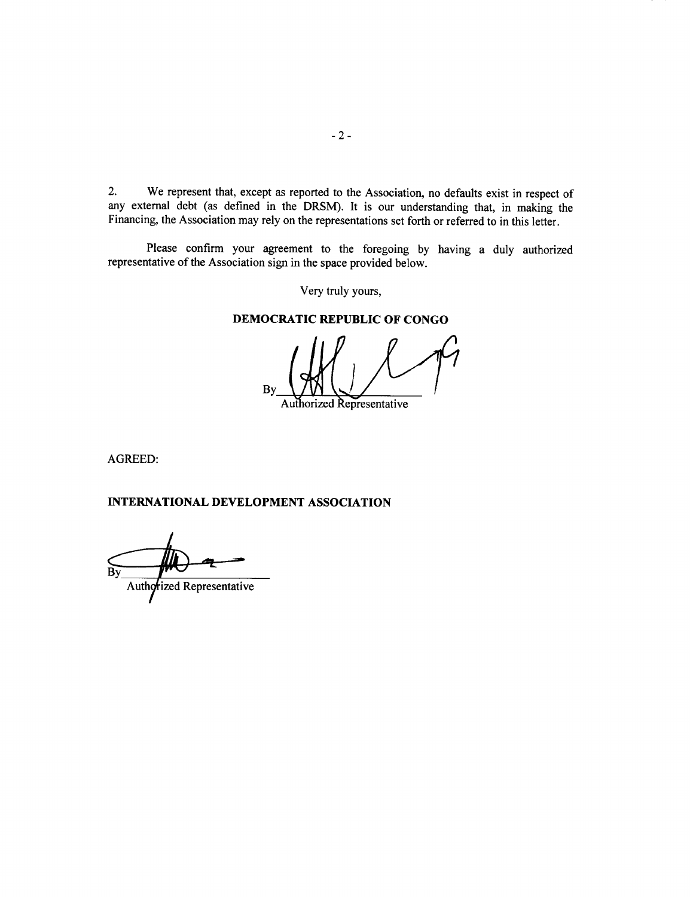2. We represent that, except as reported to the Association, no defaults exist in respect of any external debt (as defined in the DRSM). It is our understanding that, in making the Financing, the Association may rely on the representations set forth or referred to in this letter.

Please confirm your agreement to the foregoing by having a duly authorized representative of the Association sign in the space provided below.

Very truly yours,

**DEMOCRATIC REPUBLIC OF CONGO**

By\_\_\_\_\_\_\_\_\_\_\_\_\_\_\_\_\_\_\_\_\_\_\_\_
Authorized Representative

AGREED:

**INTERNATIONAL DEVELOPMENT ASSOCIATION**

By\_\_\_\_\_\_\_\_\_\_\_\_\_\_\_\_\_\_\_\_\_\_\_\_
Authorized Representative